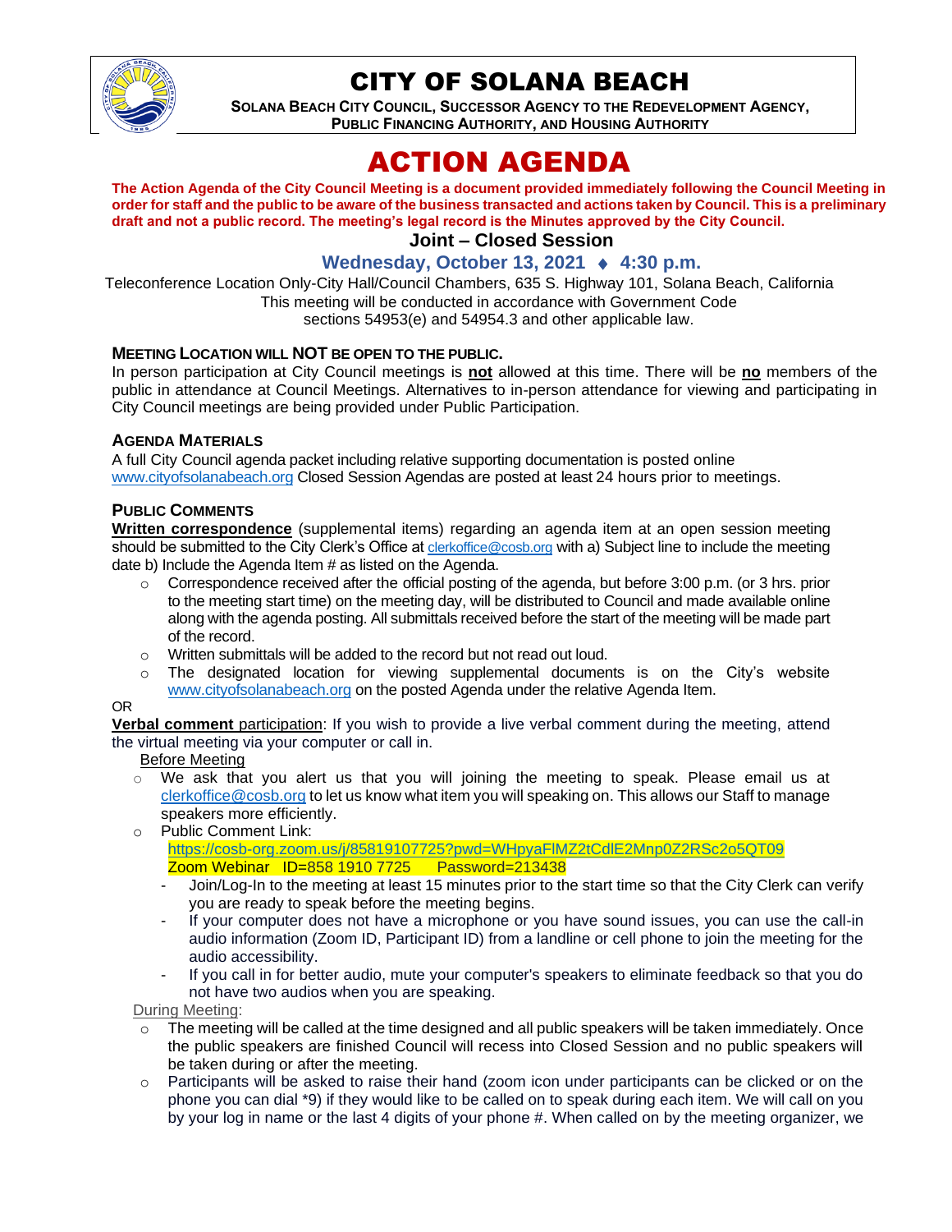# CITY OF SOLANA BEACH

**SOLANA BEACH CITY COUNCIL, SUCCESSOR AGENCY TO THE REDEVELOPMENT AGENCY, PUBLIC FINANCING AUTHORITY, AND HOUSING AUTHORITY**

# ACTION AGENDA

**The Action Agenda of the City Council Meeting is a document provided immediately following the Council Meeting in order for staff and the public to be aware of the business transacted and actions taken by Council. This is a preliminary draft and not a public record. The meeting's legal record is the Minutes approved by the City Council.**

## Joint – Closed Session

### Wednesday, October 13, 2021 ♦ 4:30 p.m.

Teleconference Location Only-City Hall/Council Chambers, 635 S. Highway 101, Solana Beach, California
This meeting will be conducted in accordance with Government Code sections 54953(e) and 54954.3 and other applicable law.

**MEETING LOCATION WILL NOT BE OPEN TO THE PUBLIC.**

In person participation at City Council meetings is **not** allowed at this time. There will be **no** members of the public in attendance at Council Meetings. Alternatives to in-person attendance for viewing and participating in City Council meetings are being provided under Public Participation.

**AGENDA MATERIALS**

A full City Council agenda packet including relative supporting documentation is posted online www.cityofsolanabeach.org Closed Session Agendas are posted at least 24 hours prior to meetings.

**PUBLIC COMMENTS**

**Written correspondence** (supplemental items) regarding an agenda item at an open session meeting should be submitted to the City Clerk's Office at clerkoffice@cosb.org with a) Subject line to include the meeting date b) Include the Agenda Item # as listed on the Agenda.

- Correspondence received after the official posting of the agenda, but before 3:00 p.m. (or 3 hrs. prior to the meeting start time) on the meeting day, will be distributed to Council and made available online along with the agenda posting. All submittals received before the start of the meeting will be made part of the record.
- Written submittals will be added to the record but not read out loud.
- The designated location for viewing supplemental documents is on the City's website www.cityofsolanabeach.org on the posted Agenda under the relative Agenda Item.

OR

**Verbal comment** participation: If you wish to provide a live verbal comment during the meeting, attend the virtual meeting via your computer or call in.

Before Meeting

- We ask that you alert us that you will joining the meeting to speak. Please email us at clerkoffice@cosb.org to let us know what item you will speaking on. This allows our Staff to manage speakers more efficiently.
- Public Comment Link:
  https://cosb-org.zoom.us/j/85819107725?pwd=WHpyaFlMZ2tCdlE2Mnp0Z2RSc2o5QT09
  Zoom Webinar ID=858 1910 7725 Password=213438
  - Join/Log-In to the meeting at least 15 minutes prior to the start time so that the City Clerk can verify you are ready to speak before the meeting begins.
  - If your computer does not have a microphone or you have sound issues, you can use the call-in audio information (Zoom ID, Participant ID) from a landline or cell phone to join the meeting for the audio accessibility.
  - If you call in for better audio, mute your computer's speakers to eliminate feedback so that you do not have two audios when you are speaking.

During Meeting:

- The meeting will be called at the time designed and all public speakers will be taken immediately. Once the public speakers are finished Council will recess into Closed Session and no public speakers will be taken during or after the meeting.
- Participants will be asked to raise their hand (zoom icon under participants can be clicked or on the phone you can dial *9) if they would like to be called on to speak during each item. We will call on you by your log in name or the last 4 digits of your phone #. When called on by the meeting organizer, we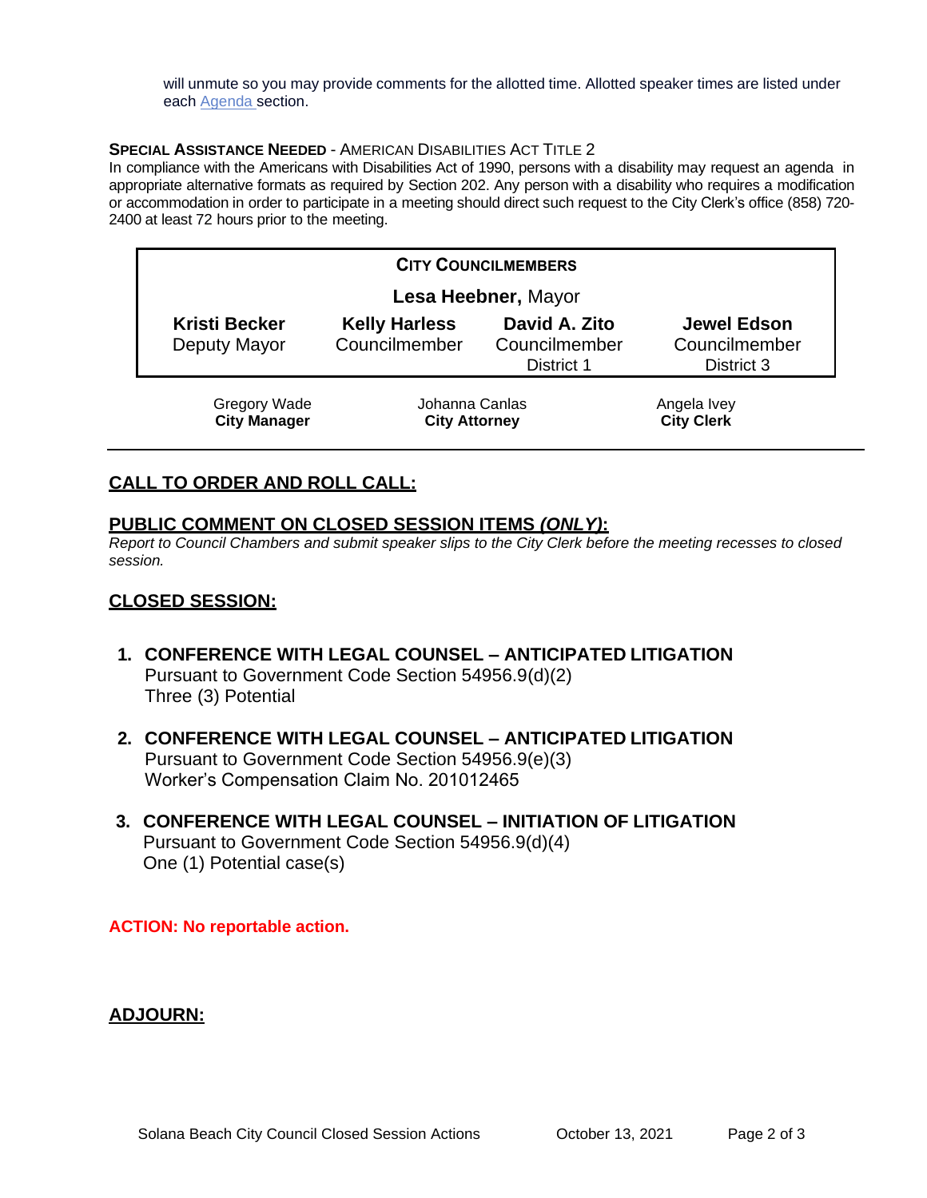will unmute so you may provide comments for the allotted time. Allotted speaker times are listed under each Agenda section.

**SPECIAL ASSISTANCE NEEDED** - AMERICAN DISABILITIES ACT TITLE 2

In compliance with the Americans with Disabilities Act of 1990, persons with a disability may request an agenda in appropriate alternative formats as required by Section 202. Any person with a disability who requires a modification or accommodation in order to participate in a meeting should direct such request to the City Clerk's office (858) 720-2400 at least 72 hours prior to the meeting.

| CITY COUNCILMEMBERS | | | |
|---|---|---|---|
| | **Lesa Heebner**, Mayor | | |
| **Kristi Becker** Deputy Mayor | **Kelly Harless** Councilmember | **David A. Zito** Councilmember District 1 | **Jewel Edson** Councilmember District 3 |

| Gregory Wade | Johanna Canlas | Angela Ivey |
|---|---|---|
| **City Manager** | **City Attorney** | **City Clerk** |

## CALL TO ORDER AND ROLL CALL:

## PUBLIC COMMENT ON CLOSED SESSION ITEMS *(ONLY)*:

*Report to Council Chambers and submit speaker slips to the City Clerk before the meeting recesses to closed session.*

## CLOSED SESSION:

1. **CONFERENCE WITH LEGAL COUNSEL – ANTICIPATED LITIGATION**
   Pursuant to Government Code Section 54956.9(d)(2)
   Three (3) Potential

2. **CONFERENCE WITH LEGAL COUNSEL – ANTICIPATED LITIGATION**
   Pursuant to Government Code Section 54956.9(e)(3)
   Worker's Compensation Claim No. 201012465

3. **CONFERENCE WITH LEGAL COUNSEL – INITIATION OF LITIGATION**
   Pursuant to Government Code Section 54956.9(d)(4)
   One (1) Potential case(s)

**ACTION: No reportable action.**

## ADJOURN: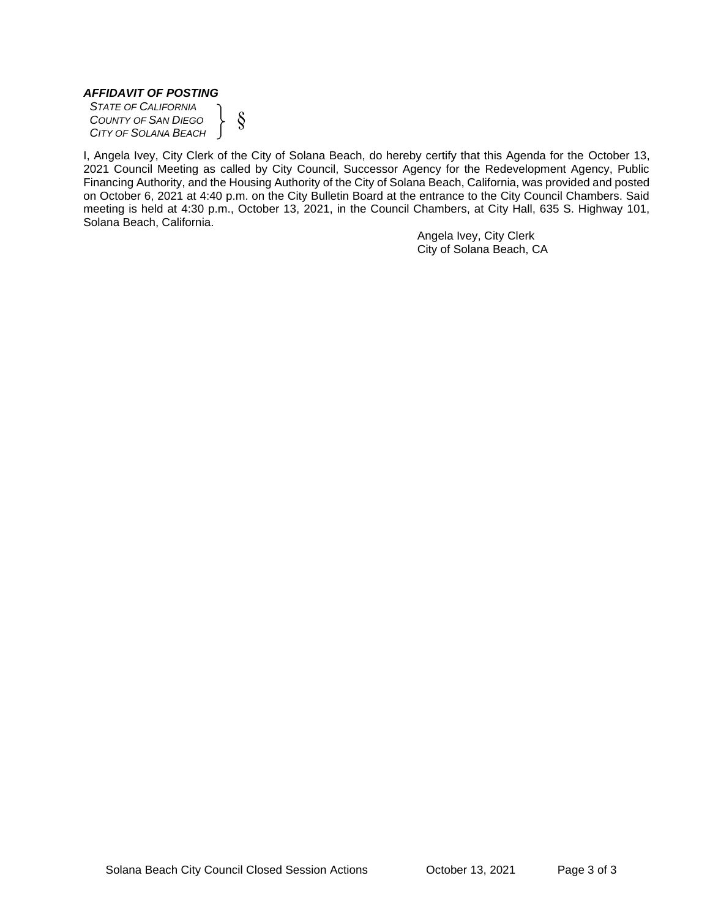***AFFIDAVIT OF POSTING***

*STATE OF CALIFORNIA*
*COUNTY OF SAN DIEGO* §
*CITY OF SOLANA BEACH*

I, Angela Ivey, City Clerk of the City of Solana Beach, do hereby certify that this Agenda for the October 13, 2021 Council Meeting as called by City Council, Successor Agency for the Redevelopment Agency, Public Financing Authority, and the Housing Authority of the City of Solana Beach, California, was provided and posted on October 6, 2021 at 4:40 p.m. on the City Bulletin Board at the entrance to the City Council Chambers. Said meeting is held at 4:30 p.m., October 13, 2021, in the Council Chambers, at City Hall, 635 S. Highway 101, Solana Beach, California.

Angela Ivey, City Clerk
City of Solana Beach, CA